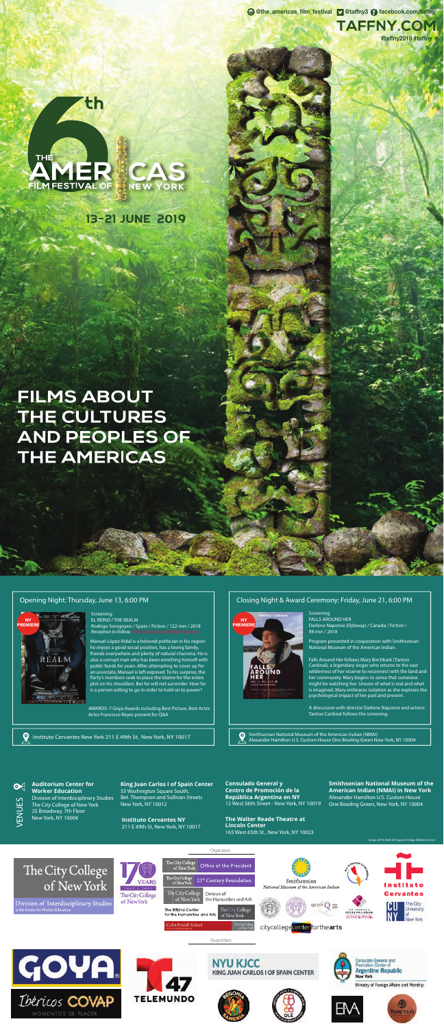@the_americas_film_festival @taffny3 facebook.com/taffny

**TAFFNY.COM**

#taffny2019 #taffny

# THE 6th AMERICAS FILM FESTIVAL OF NEW YORK

## 13-21 JUNE 2019

# FILMS ABOUT THE CULTURES AND PEOPLES OF THE AMERICAS

## Opening Night: Thursday, June 13, 6:00 PM

NY PREMIERE

Screening

EL REINO / THE REALM

Rodrigo Sorogoyen / Spain / Fiction / 122 min / 2018

*Reception to follow.*

Manuel López-Vidal is a beloved politician in his region: he enjoys a good social position, has a loving family, friends everywhere and plenty of natural charisma. He is also a corrupt man who has been enriching himself with public funds for years. After attempting to cover up for an associate, Manuel is left exposed. To his surprise, the Party's members seek to place the blame for the entire plot on his shoulders. But he will not surrender. How far is a person willing to go in order to hold on to power?

AWARDS: 7 Goya Awards including Best Picture, Best Actor. Actor Francisco Reyes present for Q&A

Instituto Cervantes New York 211 E 49th St, New York, NY 10017

## Closing Night & Award Ceremony: Friday, June 21, 6:00 PM

NY PREMIERE

Screening

FALLS AROUND HER

Darlene Naponse (Ojibway) / Canada / Fiction / 98 min / 2018

Program presented in cooperation with Smithsonian National Museum of the American Indian.

Falls Around Her follows Mary Birchbark (Tantoo Cardinal), a legendary singer who returns to the vast wilderness of her reserve to reconnect with the land and her community. Mary begins to sense that someone might be watching her. Unsure of what is real and what is imagined, Mary embraces isolation as she explores the psychological impact of her past and present.

A discussion with director Darlene Naponse and actress Tantoo Cardinal follows the screening.

Smithsonian National Museum of the American Indian (NMAI) Alexander Hamilton U.S. Custom House One Bowling Green New York, NY 10004

## VENUES

**Auditorium Center for Worker Education**
Division of Interdisciplinary Studies
The City College of New York
25 Broadway, 7th Floor
New York, NY 10004

**King Juan Carlos I of Spain Center**
53 Washington Square South,
Bet. Thompson and Sullivan Streets
New York, NY 10012

**Instituto Cervantes NY**
211 E 49th St, New York, NY 10017

**Consulado General y Centro de Promoción de la República Argentina en NY**
12 West 56th Street - New York, NY 10019

**The Walter Reade Theatre at Lincoln Center**
165 West 65th St., New York, NY 10023

**Smithsonian National Museum of the American Indian (NMAI) in New York**
Alexander Hamilton U.S. Custom House
One Bowling Green, New York, NY 10004

Image 2019, Web & Program Design @lalalist.com

Organizers:

The City College of New York — Division of Interdisciplinary Studies at the Center for Worker Education
170 Years 1847 | 2017 The City College of New York
The City College of New York Office of the President
The City College of New York 21st Century Foundation
The City College of New York Division of the Humanities and Arts
The Rifkind Center for the Humanities and Arts — The City College of New York
Colin Powell School
Smithsonian National Museum of the American Indian
citycollegecenterforthearts
Instituto Cervantes
CUNY The City University of New York

Supporters:

GOYA
Ibéricos COVAP — Momentos de placer
47 Telemundo
NYU KJCC King Juan Carlos I of Spain Center
Consulate General and Promotion Center of Argentine Republic New York — Ministry of Foreign Affairs and Worship
Barceló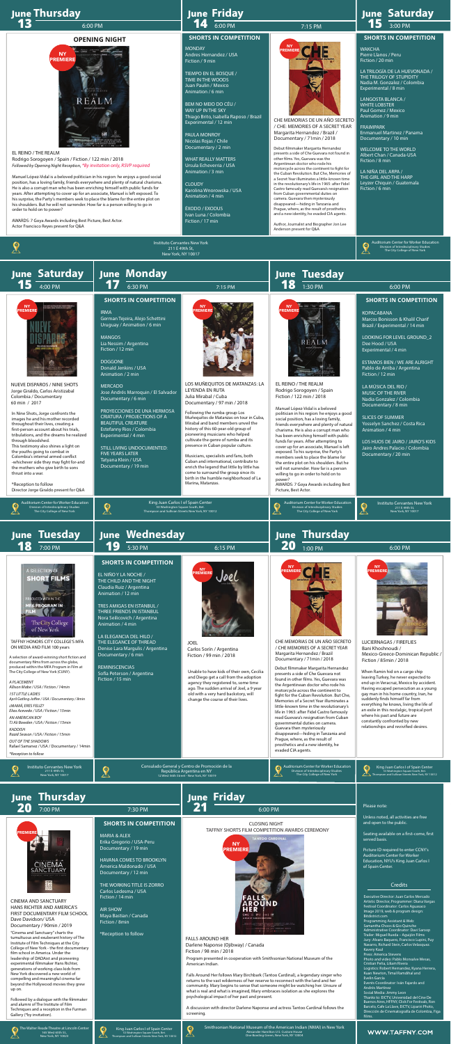## June Thursday 13 — 6:00 PM

### OPENING NIGHT

NY PREMIERE

EL REINO / THE REALM
Rodrigo Sorogoyen / Spain / Fiction / 122 min / 2018
*Followed by Opening Night Reception, \*By invitation only, RSVP required*

Manuel López-Vidal is a beloved politician in his region: he enjoys a good social position, has a loving family, friends everywhere and plenty of natural charisma. He is also a corrupt man who has been enriching himself with public funds for years. After attempting to cover up for an associate, Manuel is left exposed. To his surprise, the Party's members seek to place the blame for the entire plot on his shoulders. But he will not surrender. How far is a person willing to go in order to hold on to power?

AWARDS: 7 Goya Awards including Best Picture, Best Actor.
Actor Francisco Reyes present for Q&A

## June Friday 14 — 6:00 PM

### SHORTS IN COMPETITION

MONDAY
Andrés Hernandez / USA
Fiction / 9 min

TIEMPO EN EL BOSQUE / TIME IN THE WOODS
Juan Paulin / Mexico
Animation / 6 min

BEM NO MEIO DO CÉU / WAY UP IN THE SKY
Thiago Brito, Isabella Raposo / Brazil
Experimental / 12 min

PAULA MONROY
Nicolas Rojas / Chile
Documentary / 2 min

WHAT REALLY MATTERS
Ursula Echeverria / USA
Animation / 4 min

CLOUDY
Karolina Wnorowska / USA
Animation / 4 min

ÉXODO / EXODUS
Ivan Luna / Colombia
Fiction / 17 min

## June Friday 14 — 7:15 PM

NY PREMIERE

CHE MEMORIAS DE UN AÑO SECRETO / CHE: MEMORIES OF A SECRET YEAR
Margarita Hernandez / Brazil / Documentary / 71min / 2018

Debut filmmaker Margarita Hernandez presents a side of Che Guevara not found in other films. Yes, Guevara was the Argentinean doctor who rode his motorcycle across the continent to fight for the Cuban Revolution. But Che, Memories of a Secret Year illuminates a little-known time in the revolutionary's life in 1965: after Fidel Castro famously read Guevara's resignation from Cuban governmental duties on camera. Guevara then mysteriously disappeared—hiding in Tanzania and Prague, where, as the result of prosthetics and a new identity, he evaded CIA agents.

Author, Journalist and Biographer Jon Lee Anderson present for Q&A

Instituto Cervantes New York
211 E 49th St,
New York, NY 10017

## June Saturday 15 — 3:00 PM

### SHORTS IN COMPETITION

WAKCHA
Pierre Llanos / Peru
Fiction / 20 min

LA TRILOGÍA DE LA HUEVONADA / THE TRILOGY OF STUPIDITY
Nadia M. Gonzalez / Colombia
Experimental / 8 min

LANGOSTA BLANCA / WHITE LOBSTER
Paul Gomez / Mexico
Animation / 9 min

FRAIMPARK
Enmanuel Martinez / Panama
Documentary / 10 min

WELCOME TO THE WORLD
Albert Chan / Canada-USA
Fiction / 8 min

LA NIÑA DEL ARPA / THE GIRL AND THE HARP
Leyzer Chojolan / Guatemala
Fiction / 6 min

Auditorium Center for Worker Education
Division of Interdisciplinary Studies
The City College of New York

## June Saturday 15 — 4:00 PM

NY PREMIERE

NUEVE DISPAROS / NINE SHOTS
Jorge Giraldo, Carlos Aristizabal
Colombia / Documentary
60 min / 2017

In Nine Shots, Jorge confronts the images he and his mother recorded throughout their lives, creating a first-person account about his trials, tribulations, and the dreams he realized through bloodshed.
This testimony also shines a light on the youths going to combat in Colombia's internal armed conflict -whichever side they may fight for-and the mothers who gave birth to sons thrust into a war.

\*Reception to follow
Director Jorge Giraldo present for Q&A

Auditorium Center for Worker Education
Division of Interdisciplinary Studies
The City College of New York

## June Monday 17 — 6:30 PM

### SHORTS IN COMPETITION

IRMA
German Tejeira, Alejo Schettini
Uruguay / Animation / 6 min

MANGOS
Lia Nessim / Argentina
Fiction / 12 min

DOGGONE
Donald Jenkins / USA
Animation / 2 min

MERCADO
José Andrés Marroquin / El Salvador
Documentary / 6 min

PROYECCIONES DE UNA HERMOSA CRIATURA / PROJECTIONS OF A BEAUTIFUL CREATURE
Estefanny Rios / Colombia
Experimental / 4 min

STILL LIVING UNDOCUMENTED: FIVE YEARS LATER
Tatyana Klein / USA
Documentary / 19 min

## June Monday 17 — 7:15 PM

NY PREMIERE

LOS MUÑEQUITOS DE MATANZAS: LA LEYENDA EN RUTA
Julia Mirabal / Cuba
Documentary / 97 min / 2018

Following the rumba group Los Muñequitos de Matanzas on tour in Cuba, Mirabal and band members unveil the history of this 60-year-old group of pioneering musicians who helped cultivate the genre of rumba and its presence in Cuban popular culture.

Musicians, specialists and fans, both Cuban and international, contribute to enrich the legend that little by little has come to surround the group since its birth in the humble neighborhood of La Marina, Matanzas.

King Juan Carlos I of Spain Center
53 Washington Square South, Bet.
Thompson and Sullivan Streets New York, NY 10012

## June Tuesday 18 — 1:30 PM

NY PREMIERE

EL REINO / THE REALM
Rodrigo Sorogoyen / Spain
Fiction / 122 min / 2018

Manuel López-Vidal is a beloved politician in his region: he enjoys a good social position, has a loving family, friends everywhere and plenty of natural charisma. He is also a corrupt man who has been enriching himself with public funds for years. After attempting to cover up for an associate, Manuel is left exposed. To his surprise, the Party's members seek to place the blame for the entire plot on his shoulders. But he will not surrender. How far is a person willing to go in order to hold on to power?
AWARDS: 7 Goya Awards including Best Picture, Best Actor.

Auditorium Center for Worker Education
Division of Interdisciplinary Studies
The City College of New York

## June Tuesday 18 — 6:00 PM

### SHORTS IN COMPETITION

KOPACABANA
Marcos Borisson & Khalil Charif
Brazil / Experimental / 14 min

LOOKING FOR LEVEL GROUND_2
Dee Hood / USA
Experimental / 4 min

ESTAMOS BIEN / WE ARE ALRIGHT
Pablo de Arriba / Argentina
Fiction / 12 min

LA MÚSICA DEL RIO / MUSIC OF THE RIVER
Nadia Gonzalez / Colombia
Documentary / 8 min

SLICES OF SUMMER
Yosselyn Sanchez / Costa Rica
Animation / 4 min

LOS HIJOS DE JAIRO / JAIRO'S KIDS
Jairo Andres Palacio / Colombia
Documentary / 20 min

Instituto Cervantes New York
211 E 49th St,
New York, NY 10017

## June Tuesday 18 — 7:00 PM

TAFFNY HONORS CITY COLLEGE'S MFA ON MEDIA AND FILM 100 years

A selection of award-winning short fiction and documentary films from across the globe, produced within the MFA Program in Film at The City College of New York (CUNY).

*A PLACEMENT*
*Allison Mabe / USA / Fiction / 14min*

*1ST LITTLE LADIES*
*April Gatling-Jeffers / USA / Documentary / 8min*

*¡MAMÁ, ERES FELIZ?*
*Elisa Acevedo / USA / Fiction / 15min*

*AN AMERICAN BOY*
*TJ Ali Bowden / USA / Fiction / 15min*

*KADDISH*
*Rasiid Season / USA / Fiction / 15min*

*OUT OF THE SHADOWS*
Rafael Samanez / USA / Documentary / 14min

*\*Reception to follow*

Instituto Cervantes New York
211 E 49th St,
New York, NY 10017

## June Wednesday 19 — 5:30 PM

### SHORTS IN COMPETITION

EL NIÑO Y LA NOCHE / THE CHILD AND THE NIGHT
Claudia Ruiz / Argentina
Animation / 12 min

TRES AMIGAS EN ISTANBUL / THREE FRIENDS IN ISTANBUL
Nora Seilicovich / Argentina
Animation / 4 min

LA ELEGANCIA DEL HILO / THE ELEGANCE OF THREAD
Denise Lara Margulis / Argentina
Documentary / 6 min

REMINISCENCIAS
Sofia Peterson / Argentina
Fiction / 15 min

## June Wednesday 19 — 6:15 PM

NY PREMIERE

JOEL
Carlos Sorin / Argentina
Fiction / 99 min / 2018

Unable to have kids of their own, Cecilia and Diego get a call from the adoption agency they registered to, some time ago. The sudden arrival of Joel, a 9 year old with a very hard backstory, will change the course of their lives.

Consulado General y Centro de Promoción de la República Argentina en NY
12 West 56th Street · New York, NY 10019

## June Thursday 20 — 1:00 PM

NY PREMIERE

CHE MEMORIAS DE UN AÑO SECRETO / CHE MEMORIES OF A SECRET YEAR
Margarita Hernandez / Brazil
Documentary / 71min / 2018

Debut filmmaker Margarita Hernandez presents a side of Che Guevara not found in other films. Yes, Guevara was the Argentinean doctor who rode his motorcycle across the continent to fight for the Cuban Revolution. But Che, Memories of a Secret Year illuminates a little-known time in the revolutionary's life in 1965: after Fidel Castro famously read Guevara's resignation from Cuban governmental duties on camera. Guevara then mysteriously disappeared—hiding in Tanzania and Prague, where, as the result of prosthetics and a new identity, he evaded CIA agents.

Auditorium Center for Worker Education
Division of Interdisciplinary Studies
The City College of New York

## June Thursday 20 — 6:00 PM

NY PREMIERE

LUCIERNAGAS / FIREFLIES
Bani Khoshnoudi /
Mexico-Greece-Dominican Republic /
Fiction / 85min / 2018

When Ramin hid on a cargo ship leaving Turkey, he never expected to end up in Veracruz, Mexico by accident. Having escaped persecution as a young gay man in his home country, Iran, he suddenly finds himself far from everything he knows, living the life of an exile in this nostalgic, tropical port where his past and future are constantly confronted by new relationships and revivified desires.

King Juan Carlos I of Spain Center
53 Washington Square South, Bet.
Thompson and Sullivan Streets New York, NY 10012

## June Thursday 20 — 7:00 PM

PREMIERE

CINEMA AND SANCTUARY
HANS RICHTER AND AMERICA'S FIRST DOCUMENTARY FILM SCHOOL
Dave Davidson/ USA
Documentary / 90min / 2019

"Cinema and Sanctuary" charts the tumultuous and exuberant history of The Institute of Film Techniques at the City College of New York - the first documentary film school in America. Under the leadership of DADAist and pioneering experimental filmmaker Hans Richter, generations of working-class kids from New York discovered a new world of compelling and meaningful cinema far beyond the Hollywood movies they grew up on.

Followed by a dialogue with the filmmaker and alumni of The Institute of Film Techniques and a reception in the Furman Gallery (\*by invitation).

The Walter Reade Theatre at Lincoln Center
165 West 65th St,
New York, NY 10023

## June Thursday 20 — 7:30 PM

### SHORTS IN COMPETITION

MARIA & ALEX
Erika Gregorio / USA-Peru
Documentary / 19 min

HAVANA COMES TO BROOKLYN
America Maldonado / USA
Documentary / 12 min

THE WORKING TITLE IS ZORRO
Carlos Ledesma / USA
Fiction / 14 min

AIR SHOW
Maya Bastian / Canada
Fiction / 8min

\*Reception to follow

King Juan Carlos I of Spain Center
53 Washington Square South, Bet.
Thompson and Sullivan Streets New York, NY 10012

## June Friday 21 — 6:00 PM

CLOSING NIGHT
TAFFNY SHORTS FILM COMPETITION AWARDS CEREMONY

NY PREMIERE

FALLS AROUND HER
Darlene Naponse (Ojibway) / Canada
Fiction / 98 min / 2018

Program presented in cooperation with Smithsonian National Museum of the American Indian.

Falls Around Her follows Mary Birchbark (Tantoo Cardinal), a legendary singer who returns to the vast wilderness of her reserve to reconnect with the land and her community. Mary begins to sense that someone might be watching her. Unsure of what's real and what is imagined, Mary embraces isolation as she explores the psychological impact of her past and present.

A discussion with director Darlene Naponse and actress Tantoo Cardinal follows the screening.

Smithsonian National Museum of the American Indian (NMAI) in New York
Alexander Hamilton U.S. Custom House,
One Bowling Green, New York, NY 10004

Please note:

Unless noted, all activities are free and open to the public.

Seating available on a first-come, first served basis.

Picture ID required to enter CCNY's Auditorium Center for Worker Education, NYU's King Juan Carlos I of Spain Center.

### Credits

Executive Director: Juan Carlos Mercado
Artistic Director, Programmer: Diana Vargas
Festival Coordinator: Carlos Aguasaco
Image 2019, web & program design: Blinkstoc.com
Programming Assistant & Web: Samantha Chaves & Gio Quinche
Administrative Coordinator: Davi Sarzop
Trailer: Miguel Rueda – Aquafor Films
Jury: Álvaro Baquero, Francisco Lupini, Paz Navarro, Richard Sosa, Carlos Velasquez, Ravery Raul
Press: America Stevens
Photo and video: Pablo Monsalve Meras, Cristian Feita, Liliam Rivera
Logistics: Robert Hernandez, Ryana Herrera, Ruan Newton, Timal Ramdihal and Evelin Garcia
Events Coordinator: Iván Fajardo and Andrés Martinez
Social Media: Jimmy Leon
Thanks to: IDCTV, Universidad del Cine De Buenos Aires, HFFNY, Click For Festivals, Ron Barcelo, Cafe La Llave, IDCTV, Liparini Photo, Dirección de Cinematografía de Colombia, Fiqa Films.

WWW.TAFFNY.COM